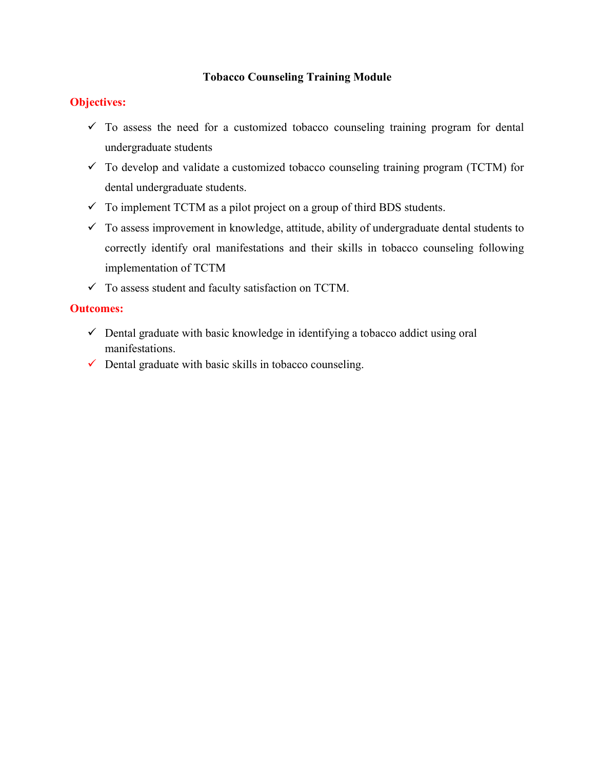# Tobacco Counseling Training Module

## Objectives:

- ✓ To assess the need for a customized tobacco counseling training program for dental undergraduate students
- ✓ To develop and validate a customized tobacco counseling training program (TCTM) for dental undergraduate students.
- ✓ To implement TCTM as a pilot project on a group of third BDS students.
- ✓ To assess improvement in knowledge, attitude, ability of undergraduate dental students to correctly identify oral manifestations and their skills in tobacco counseling following implementation of TCTM
- ✓ To assess student and faculty satisfaction on TCTM.

## Outcomes:

- ✓ Dental graduate with basic knowledge in identifying a tobacco addict using oral manifestations.
- ✓ Dental graduate with basic skills in tobacco counseling.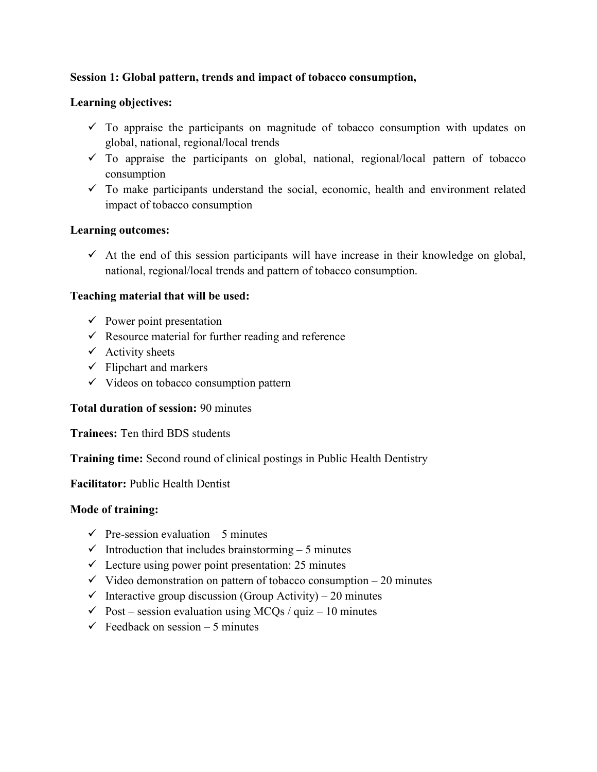**Session 1: Global pattern, trends and impact of tobacco consumption,**

**Learning objectives:**

- ✓ To appraise the participants on magnitude of tobacco consumption with updates on global, national, regional/local trends
- ✓ To appraise the participants on global, national, regional/local pattern of tobacco consumption
- ✓ To make participants understand the social, economic, health and environment related impact of tobacco consumption

**Learning outcomes:**

- ✓ At the end of this session participants will have increase in their knowledge on global, national, regional/local trends and pattern of tobacco consumption.

**Teaching material that will be used:**

- ✓ Power point presentation
- ✓ Resource material for further reading and reference
- ✓ Activity sheets
- ✓ Flipchart and markers
- ✓ Videos on tobacco consumption pattern

**Total duration of session:** 90 minutes

**Trainees:** Ten third BDS students

**Training time:** Second round of clinical postings in Public Health Dentistry

**Facilitator:** Public Health Dentist

**Mode of training:**

- ✓ Pre-session evaluation – 5 minutes
- ✓ Introduction that includes brainstorming – 5 minutes
- ✓ Lecture using power point presentation: 25 minutes
- ✓ Video demonstration on pattern of tobacco consumption – 20 minutes
- ✓ Interactive group discussion (Group Activity) – 20 minutes
- ✓ Post – session evaluation using MCQs / quiz – 10 minutes
- ✓ Feedback on session – 5 minutes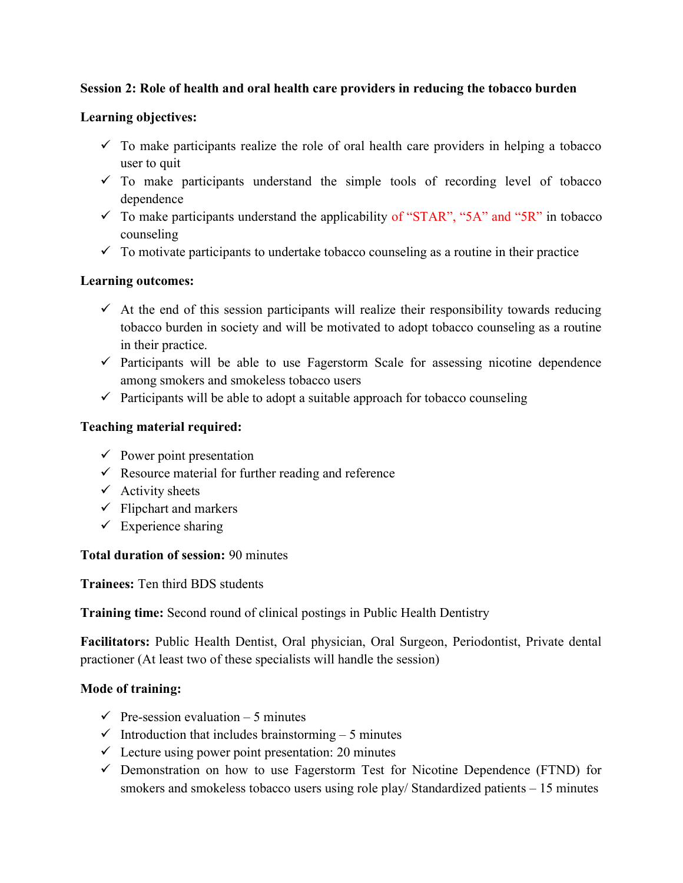**Session 2: Role of health and oral health care providers in reducing the tobacco burden**

**Learning objectives:**

- ✓ To make participants realize the role of oral health care providers in helping a tobacco user to quit
- ✓ To make participants understand the simple tools of recording level of tobacco dependence
- ✓ To make participants understand the applicability of "STAR", "5A" and "5R" in tobacco counseling
- ✓ To motivate participants to undertake tobacco counseling as a routine in their practice

**Learning outcomes:**

- ✓ At the end of this session participants will realize their responsibility towards reducing tobacco burden in society and will be motivated to adopt tobacco counseling as a routine in their practice.
- ✓ Participants will be able to use Fagerstorm Scale for assessing nicotine dependence among smokers and smokeless tobacco users
- ✓ Participants will be able to adopt a suitable approach for tobacco counseling

**Teaching material required:**

- ✓ Power point presentation
- ✓ Resource material for further reading and reference
- ✓ Activity sheets
- ✓ Flipchart and markers
- ✓ Experience sharing

**Total duration of session:** 90 minutes

**Trainees:** Ten third BDS students

**Training time:** Second round of clinical postings in Public Health Dentistry

**Facilitators:** Public Health Dentist, Oral physician, Oral Surgeon, Periodontist, Private dental practioner (At least two of these specialists will handle the session)

**Mode of training:**

- ✓ Pre-session evaluation – 5 minutes
- ✓ Introduction that includes brainstorming – 5 minutes
- ✓ Lecture using power point presentation: 20 minutes
- ✓ Demonstration on how to use Fagerstorm Test for Nicotine Dependence (FTND) for smokers and smokeless tobacco users using role play/ Standardized patients – 15 minutes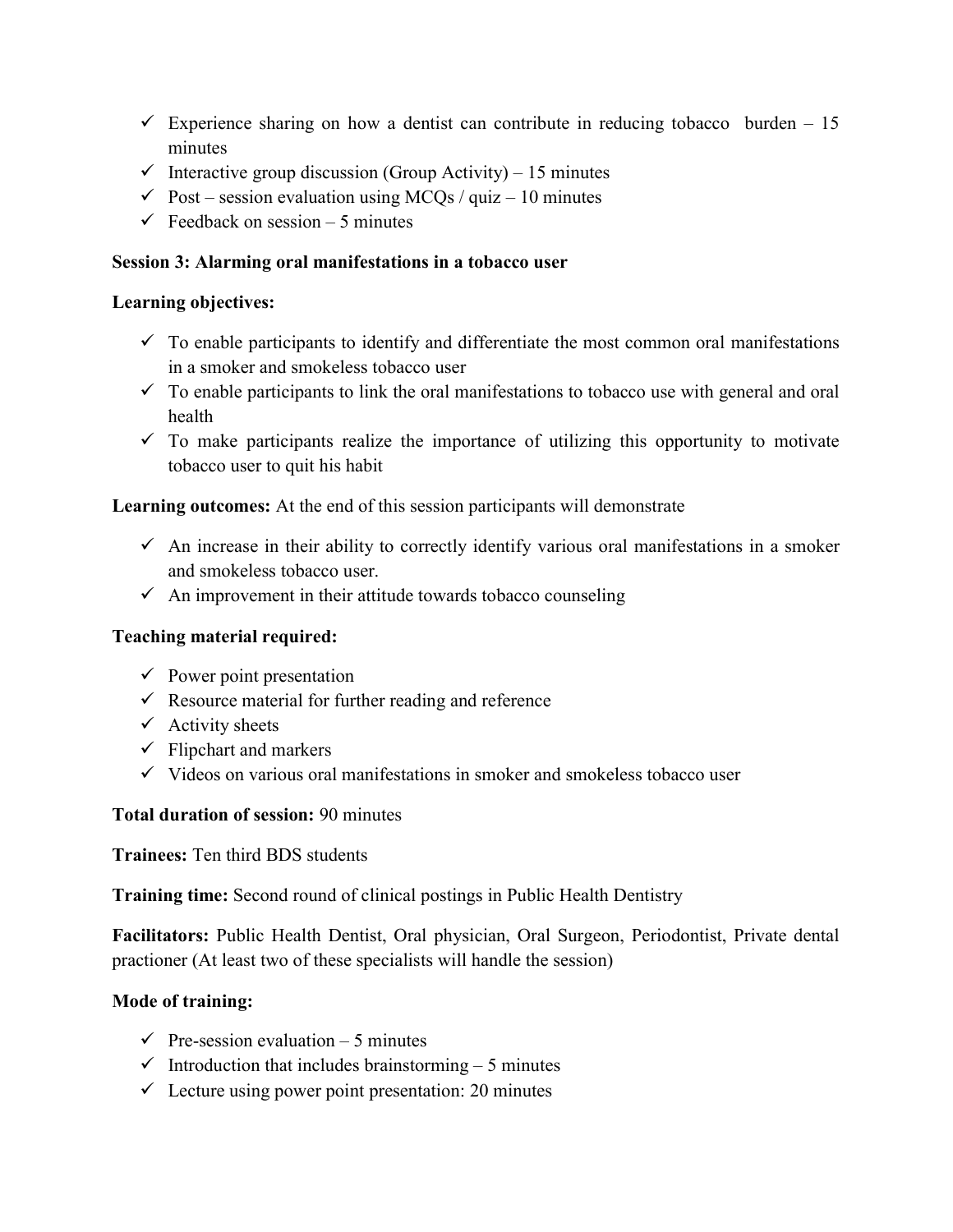- ✓ Experience sharing on how a dentist can contribute in reducing tobacco burden – 15 minutes
- ✓ Interactive group discussion (Group Activity) – 15 minutes
- ✓ Post – session evaluation using MCQs / quiz – 10 minutes
- ✓ Feedback on session – 5 minutes

**Session 3: Alarming oral manifestations in a tobacco user**

**Learning objectives:**

- ✓ To enable participants to identify and differentiate the most common oral manifestations in a smoker and smokeless tobacco user
- ✓ To enable participants to link the oral manifestations to tobacco use with general and oral health
- ✓ To make participants realize the importance of utilizing this opportunity to motivate tobacco user to quit his habit

**Learning outcomes:** At the end of this session participants will demonstrate

- ✓ An increase in their ability to correctly identify various oral manifestations in a smoker and smokeless tobacco user.
- ✓ An improvement in their attitude towards tobacco counseling

**Teaching material required:**

- ✓ Power point presentation
- ✓ Resource material for further reading and reference
- ✓ Activity sheets
- ✓ Flipchart and markers
- ✓ Videos on various oral manifestations in smoker and smokeless tobacco user

**Total duration of session:** 90 minutes

**Trainees:** Ten third BDS students

**Training time:** Second round of clinical postings in Public Health Dentistry

**Facilitators:** Public Health Dentist, Oral physician, Oral Surgeon, Periodontist, Private dental practioner (At least two of these specialists will handle the session)

**Mode of training:**

- ✓ Pre-session evaluation – 5 minutes
- ✓ Introduction that includes brainstorming – 5 minutes
- ✓ Lecture using power point presentation: 20 minutes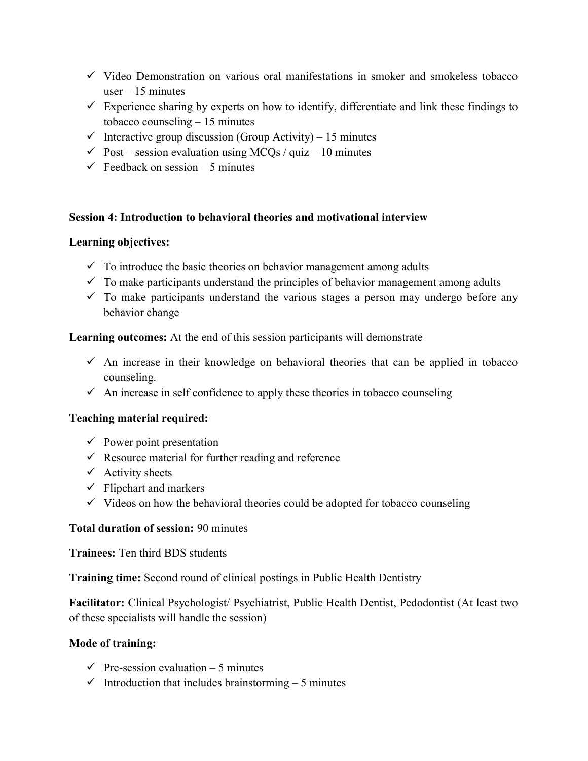- ✓ Video Demonstration on various oral manifestations in smoker and smokeless tobacco user – 15 minutes
- ✓ Experience sharing by experts on how to identify, differentiate and link these findings to tobacco counseling – 15 minutes
- ✓ Interactive group discussion (Group Activity) – 15 minutes
- ✓ Post – session evaluation using MCQs / quiz – 10 minutes
- ✓ Feedback on session – 5 minutes

**Session 4: Introduction to behavioral theories and motivational interview**

**Learning objectives:**

- ✓ To introduce the basic theories on behavior management among adults
- ✓ To make participants understand the principles of behavior management among adults
- ✓ To make participants understand the various stages a person may undergo before any behavior change

**Learning outcomes:** At the end of this session participants will demonstrate

- ✓ An increase in their knowledge on behavioral theories that can be applied in tobacco counseling.
- ✓ An increase in self confidence to apply these theories in tobacco counseling

**Teaching material required:**

- ✓ Power point presentation
- ✓ Resource material for further reading and reference
- ✓ Activity sheets
- ✓ Flipchart and markers
- ✓ Videos on how the behavioral theories could be adopted for tobacco counseling

**Total duration of session:** 90 minutes

**Trainees:** Ten third BDS students

**Training time:** Second round of clinical postings in Public Health Dentistry

**Facilitator:** Clinical Psychologist/ Psychiatrist, Public Health Dentist, Pedodontist (At least two of these specialists will handle the session)

**Mode of training:**

- ✓ Pre-session evaluation – 5 minutes
- ✓ Introduction that includes brainstorming – 5 minutes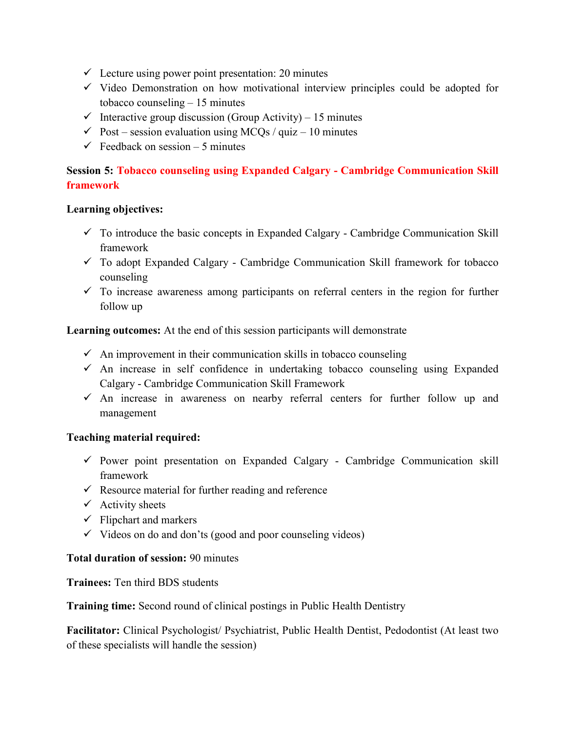- ✓ Lecture using power point presentation: 20 minutes
- ✓ Video Demonstration on how motivational interview principles could be adopted for tobacco counseling – 15 minutes
- ✓ Interactive group discussion (Group Activity) – 15 minutes
- ✓ Post – session evaluation using MCQs / quiz – 10 minutes
- ✓ Feedback on session – 5 minutes

**Session 5: Tobacco counseling using Expanded Calgary - Cambridge Communication Skill framework**

**Learning objectives:**

- ✓ To introduce the basic concepts in Expanded Calgary - Cambridge Communication Skill framework
- ✓ To adopt Expanded Calgary - Cambridge Communication Skill framework for tobacco counseling
- ✓ To increase awareness among participants on referral centers in the region for further follow up

**Learning outcomes:** At the end of this session participants will demonstrate

- ✓ An improvement in their communication skills in tobacco counseling
- ✓ An increase in self confidence in undertaking tobacco counseling using Expanded Calgary - Cambridge Communication Skill Framework
- ✓ An increase in awareness on nearby referral centers for further follow up and management

**Teaching material required:**

- ✓ Power point presentation on Expanded Calgary - Cambridge Communication skill framework
- ✓ Resource material for further reading and reference
- ✓ Activity sheets
- ✓ Flipchart and markers
- ✓ Videos on do and don'ts (good and poor counseling videos)

**Total duration of session:** 90 minutes

**Trainees:** Ten third BDS students

**Training time:** Second round of clinical postings in Public Health Dentistry

**Facilitator:** Clinical Psychologist/ Psychiatrist, Public Health Dentist, Pedodontist (At least two of these specialists will handle the session)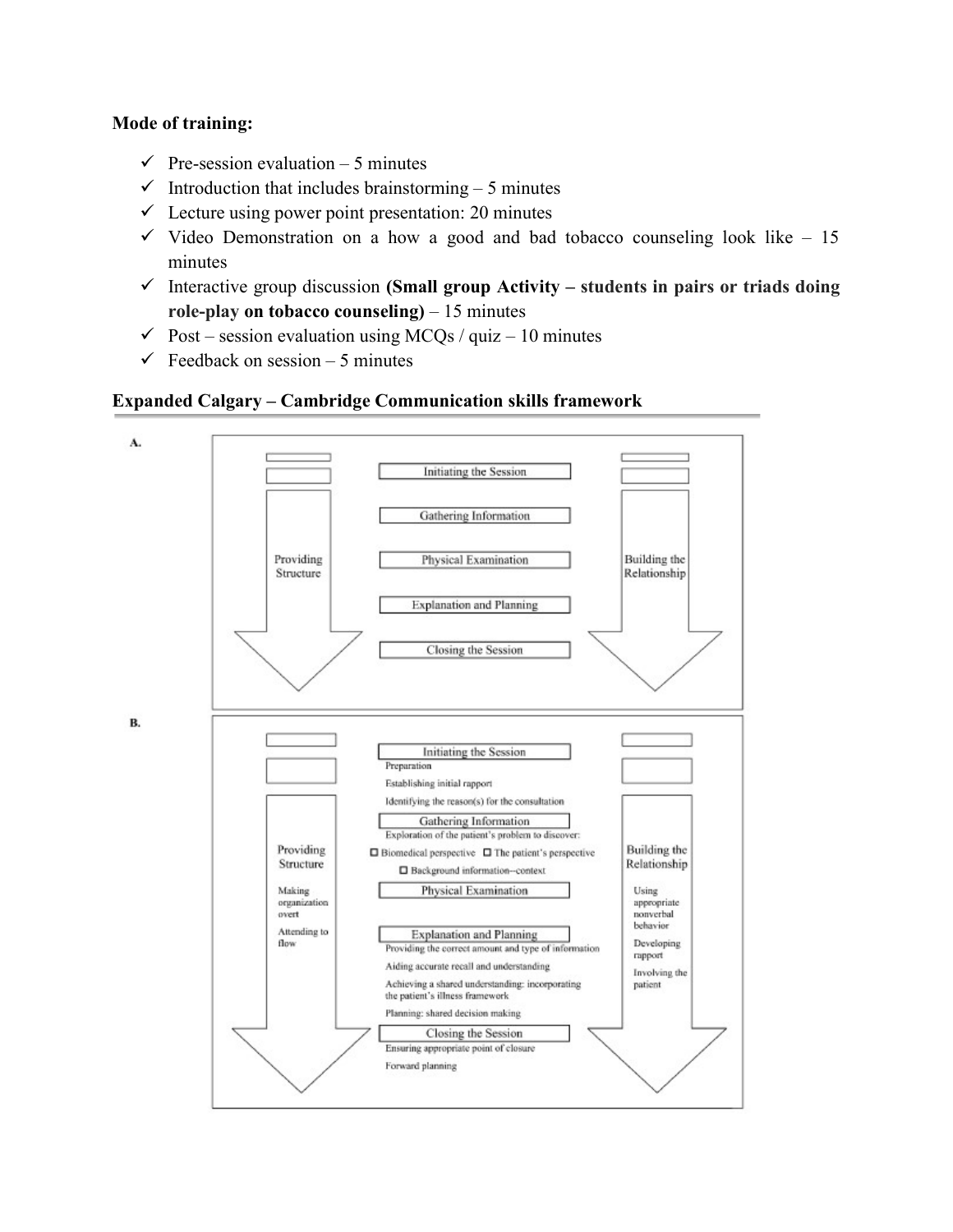**Mode of training:**

- ✓ Pre-session evaluation – 5 minutes
- ✓ Introduction that includes brainstorming – 5 minutes
- ✓ Lecture using power point presentation: 20 minutes
- ✓ Video Demonstration on a how a good and bad tobacco counseling look like – 15 minutes
- ✓ Interactive group discussion **(Small group Activity – students in pairs or triads doing role-play on tobacco counseling)** – 15 minutes
- ✓ Post – session evaluation using MCQs / quiz – 10 minutes
- ✓ Feedback on session – 5 minutes

**Expanded Calgary – Cambridge Communication skills framework**

A.

Providing Structure

Initiating the Session

Gathering Information

Physical Examination

Explanation and Planning

Closing the Session

Building the Relationship

B.

Providing Structure

Making organization overt

Attending to flow

Initiating the Session

Preparation

Establishing initial rapport

Identifying the reason(s) for the consultation

Gathering Information

Exploration of the patient's problem to discover:

☐ Biomedical perspective ☐ The patient's perspective

☐ Background information–context

Physical Examination

Explanation and Planning

Providing the correct amount and type of information

Aiding accurate recall and understanding

Achieving a shared understanding: incorporating the patient's illness framework

Planning: shared decision making

Closing the Session

Ensuring appropriate point of closure

Forward planning

Building the Relationship

Using appropriate nonverbal behavior

Developing rapport

Involving the patient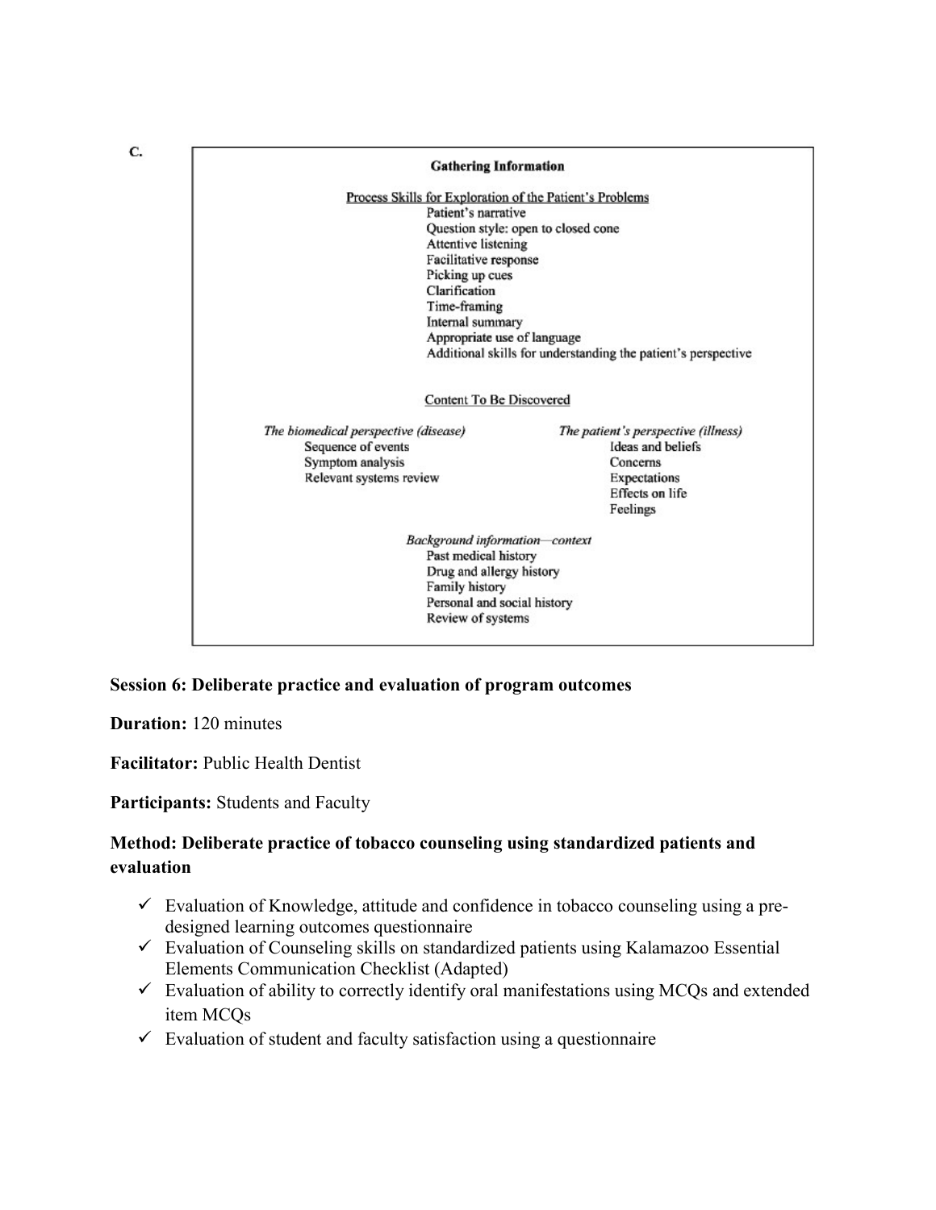C.

**Gathering Information**

Process Skills for Exploration of the Patient's Problems

- Patient's narrative
- Question style: open to closed cone
- Attentive listening
- Facilitative response
- Picking up cues
- Clarification
- Time-framing
- Internal summary
- Appropriate use of language
- Additional skills for understanding the patient's perspective

Content To Be Discovered

*The biomedical perspective (disease)*

- Sequence of events
- Symptom analysis
- Relevant systems review

*The patient's perspective (illness)*

- Ideas and beliefs
- Concerns
- Expectations
- Effects on life
- Feelings

*Background information—context*

- Past medical history
- Drug and allergy history
- Family history
- Personal and social history
- Review of systems

**Session 6: Deliberate practice and evaluation of program outcomes**

**Duration:** 120 minutes

**Facilitator:** Public Health Dentist

**Participants:** Students and Faculty

**Method: Deliberate practice of tobacco counseling using standardized patients and evaluation**

- ✓ Evaluation of Knowledge, attitude and confidence in tobacco counseling using a pre-designed learning outcomes questionnaire
- ✓ Evaluation of Counseling skills on standardized patients using Kalamazoo Essential Elements Communication Checklist (Adapted)
- ✓ Evaluation of ability to correctly identify oral manifestations using MCQs and extended item MCQs
- ✓ Evaluation of student and faculty satisfaction using a questionnaire